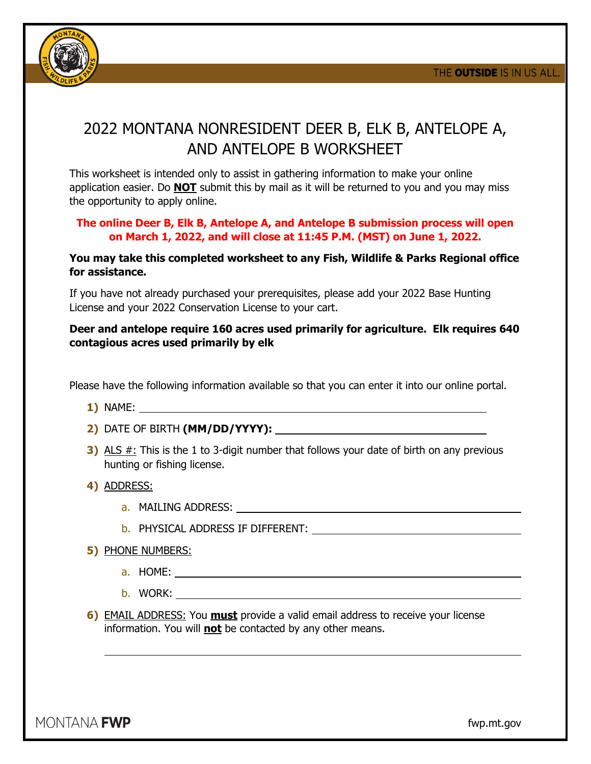# 2022 MONTANA NONRESIDENT DEER B, ELK B, ANTELOPE A, AND ANTELOPE B WORKSHEET

This worksheet is intended only to assist in gathering information to make your online application easier. Do **NOT** submit this by mail as it will be returned to you and you may miss the opportunity to apply online.

**The online Deer B, Elk B, Antelope A, and Antelope B submission process will open on March 1, 2022, and will close at 11:45 P.M. (MST) on June 1, 2022.**

**You may take this completed worksheet to any Fish, Wildlife & Parks Regional office for assistance.**

If you have not already purchased your prerequisites, please add your 2022 Base Hunting License and your 2022 Conservation License to your cart.

**Deer and antelope require 160 acres used primarily for agriculture. Elk requires 640 contagious acres used primarily by elk**

Please have the following information available so that you can enter it into our online portal.

1) NAME: ____________________
2) DATE OF BIRTH **(MM/DD/YYYY):** ____________________
3) ALS #: This is the 1 to 3-digit number that follows your date of birth on any previous hunting or fishing license.
4) ADDRESS:
   a. MAILING ADDRESS: ____________________
   b. PHYSICAL ADDRESS IF DIFFERENT: ____________________
5) PHONE NUMBERS:
   a. HOME: ____________________
   b. WORK: ____________________
6) EMAIL ADDRESS: You **must** provide a valid email address to receive your license information. You will **not** be contacted by any other means.

____________________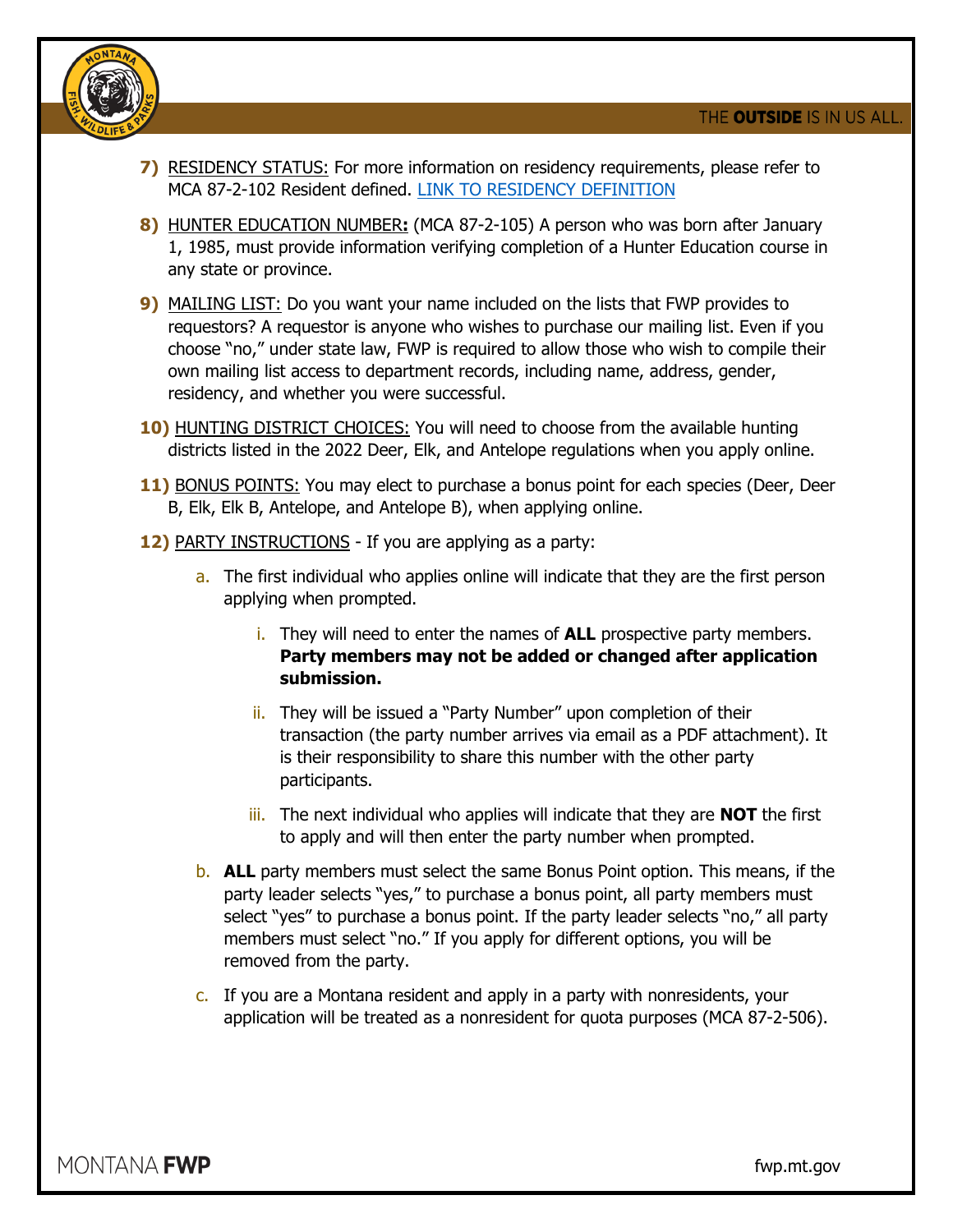7) <u>RESIDENCY STATUS:</u> For more information on residency requirements, please refer to MCA 87-2-102 Resident defined. [LINK TO RESIDENCY DEFINITION]

8) <u>HUNTER EDUCATION NUMBER</u>**:** (MCA 87-2-105) A person who was born after January 1, 1985, must provide information verifying completion of a Hunter Education course in any state or province.

9) <u>MAILING LIST:</u> Do you want your name included on the lists that FWP provides to requestors? A requestor is anyone who wishes to purchase our mailing list. Even if you choose "no," under state law, FWP is required to allow those who wish to compile their own mailing list access to department records, including name, address, gender, residency, and whether you were successful.

10) <u>HUNTING DISTRICT CHOICES:</u> You will need to choose from the available hunting districts listed in the 2022 Deer, Elk, and Antelope regulations when you apply online.

11) <u>BONUS POINTS:</u> You may elect to purchase a bonus point for each species (Deer, Deer B, Elk, Elk B, Antelope, and Antelope B), when applying online.

12) <u>PARTY INSTRUCTIONS</u> - If you are applying as a party:

   a. The first individual who applies online will indicate that they are the first person applying when prompted.

      i. They will need to enter the names of **ALL** prospective party members. **Party members may not be added or changed after application submission.**

      ii. They will be issued a "Party Number" upon completion of their transaction (the party number arrives via email as a PDF attachment). It is their responsibility to share this number with the other party participants.

      iii. The next individual who applies will indicate that they are **NOT** the first to apply and will then enter the party number when prompted.

   b. **ALL** party members must select the same Bonus Point option. This means, if the party leader selects "yes," to purchase a bonus point, all party members must select "yes" to purchase a bonus point. If the party leader selects "no," all party members must select "no." If you apply for different options, you will be removed from the party.

   c. If you are a Montana resident and apply in a party with nonresidents, your application will be treated as a nonresident for quota purposes (MCA 87-2-506).